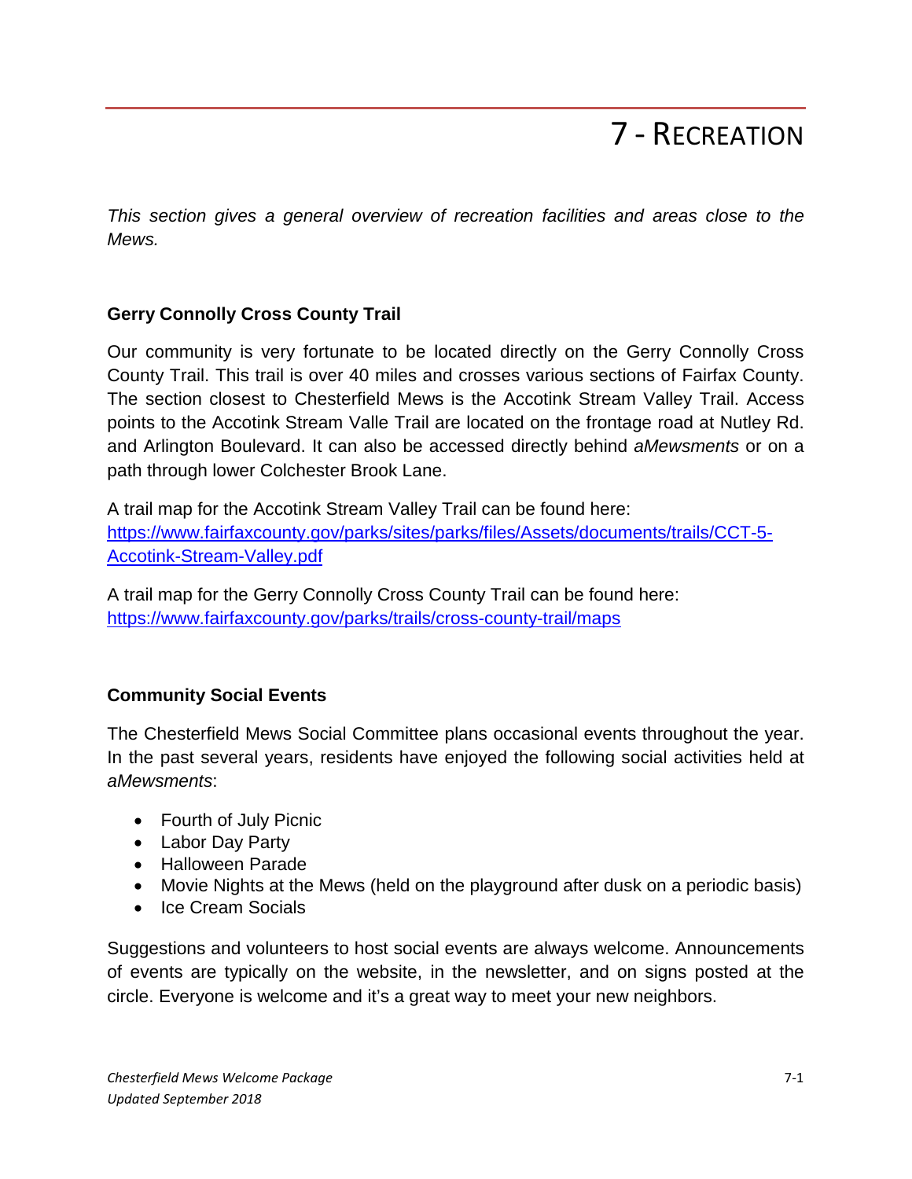# 7 - Recreation

*This section gives a general overview of recreation facilities and areas close to the Mews.*

**Gerry Connolly Cross County Trail**

Our community is very fortunate to be located directly on the Gerry Connolly Cross County Trail. This trail is over 40 miles and crosses various sections of Fairfax County. The section closest to Chesterfield Mews is the Accotink Stream Valley Trail. Access points to the Accotink Stream Valle Trail are located on the frontage road at Nutley Rd. and Arlington Boulevard. It can also be accessed directly behind *aMewsments* or on a path through lower Colchester Brook Lane.

A trail map for the Accotink Stream Valley Trail can be found here:
[https://www.fairfaxcounty.gov/parks/sites/parks/files/Assets/documents/trails/CCT-5-Accotink-Stream-Valley.pdf](https://www.fairfaxcounty.gov/parks/sites/parks/files/Assets/documents/trails/CCT-5-Accotink-Stream-Valley.pdf)

A trail map for the Gerry Connolly Cross County Trail can be found here:
[https://www.fairfaxcounty.gov/parks/trails/cross-county-trail/maps](https://www.fairfaxcounty.gov/parks/trails/cross-county-trail/maps)

**Community Social Events**

The Chesterfield Mews Social Committee plans occasional events throughout the year. In the past several years, residents have enjoyed the following social activities held at *aMewsments*:

- Fourth of July Picnic
- Labor Day Party
- Halloween Parade
- Movie Nights at the Mews (held on the playground after dusk on a periodic basis)
- Ice Cream Socials

Suggestions and volunteers to host social events are always welcome. Announcements of events are typically on the website, in the newsletter, and on signs posted at the circle. Everyone is welcome and it's a great way to meet your new neighbors.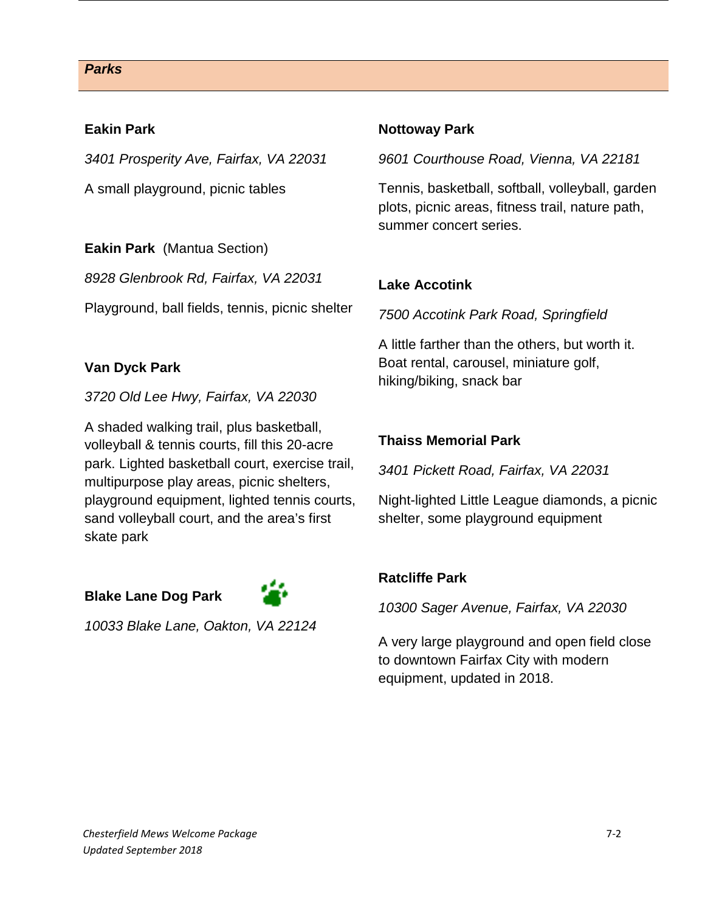## *Parks*

**Eakin Park**

*3401 Prosperity Ave, Fairfax, VA 22031*

A small playground, picnic tables

**Eakin Park** (Mantua Section)

*8928 Glenbrook Rd, Fairfax, VA 22031*

Playground, ball fields, tennis, picnic shelter

**Van Dyck Park**

*3720 Old Lee Hwy, Fairfax, VA 22030*

A shaded walking trail, plus basketball, volleyball & tennis courts, fill this 20-acre park. Lighted basketball court, exercise trail, multipurpose play areas, picnic shelters, playground equipment, lighted tennis courts, sand volleyball court, and the area's first skate park

**Blake Lane Dog Park**

*10033 Blake Lane, Oakton, VA 22124*

**Nottoway Park**

*9601 Courthouse Road, Vienna, VA 22181*

Tennis, basketball, softball, volleyball, garden plots, picnic areas, fitness trail, nature path, summer concert series.

**Lake Accotink**

*7500 Accotink Park Road, Springfield*

A little farther than the others, but worth it. Boat rental, carousel, miniature golf, hiking/biking, snack bar

**Thaiss Memorial Park**

*3401 Pickett Road, Fairfax, VA 22031*

Night-lighted Little League diamonds, a picnic shelter, some playground equipment

**Ratcliffe Park**

*10300 Sager Avenue, Fairfax, VA 22030*

A very large playground and open field close to downtown Fairfax City with modern equipment, updated in 2018.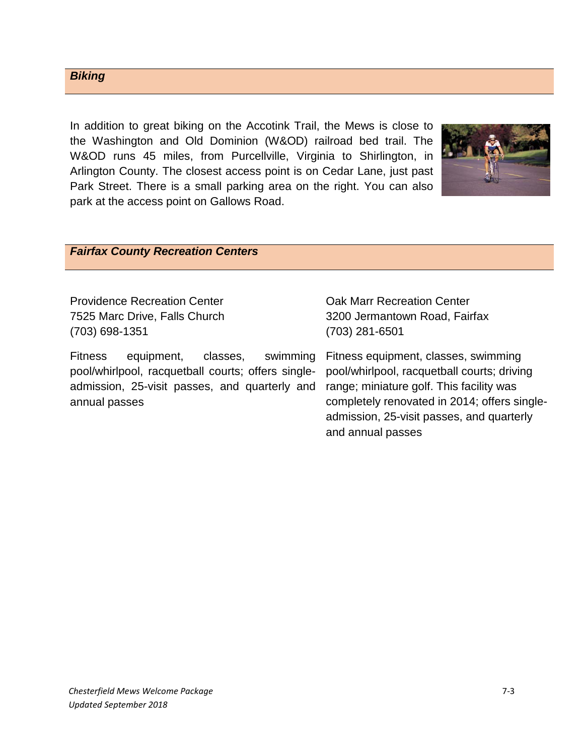## *Biking*

In addition to great biking on the Accotink Trail, the Mews is close to the Washington and Old Dominion (W&OD) railroad bed trail. The W&OD runs 45 miles, from Purcellville, Virginia to Shirlington, in Arlington County. The closest access point is on Cedar Lane, just past Park Street. There is a small parking area on the right. You can also park at the access point on Gallows Road.

## *Fairfax County Recreation Centers*

Providence Recreation Center
7525 Marc Drive, Falls Church
(703) 698-1351

Fitness equipment, classes, swimming pool/whirlpool, racquetball courts; offers single-admission, 25-visit passes, and quarterly and annual passes

Oak Marr Recreation Center
3200 Jermantown Road, Fairfax
(703) 281-6501

Fitness equipment, classes, swimming pool/whirlpool, racquetball courts; driving range; miniature golf. This facility was completely renovated in 2014; offers single-admission, 25-visit passes, and quarterly and annual passes